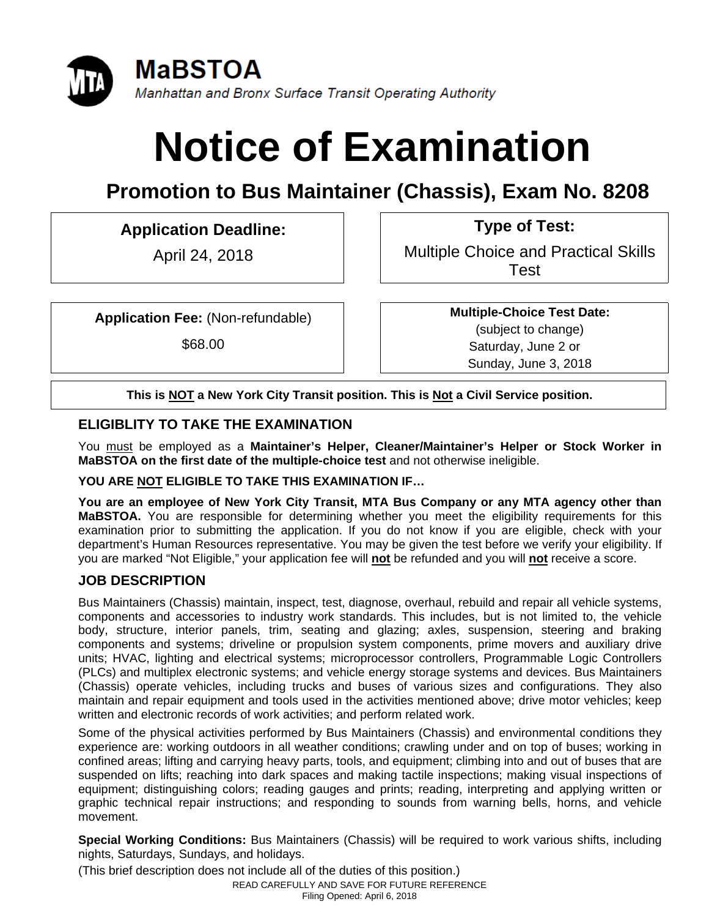**MaBSTOA**

*Manhattan and Bronx Surface Transit Operating Authority*

# Notice of Examination

## Promotion to Bus Maintainer (Chassis), Exam No. 8208

| **Application Deadline:** | **Type of Test:** |
|---|---|
| April 24, 2018 | Multiple Choice and Practical Skills Test |
| **Application Fee:** (Non-refundable) $68.00 | **Multiple-Choice Test Date:** (subject to change) Saturday, June 2 or Sunday, June 3, 2018 |

**This is NOT a New York City Transit position. This is Not a Civil Service position.**

### ELIGIBLITY TO TAKE THE EXAMINATION

You must be employed as a **Maintainer's Helper, Cleaner/Maintainer's Helper or Stock Worker in MaBSTOA on the first date of the multiple-choice test** and not otherwise ineligible.

**YOU ARE NOT ELIGIBLE TO TAKE THIS EXAMINATION IF…**

**You are an employee of New York City Transit, MTA Bus Company or any MTA agency other than MaBSTOA.** You are responsible for determining whether you meet the eligibility requirements for this examination prior to submitting the application. If you do not know if you are eligible, check with your department's Human Resources representative. You may be given the test before we verify your eligibility. If you are marked "Not Eligible," your application fee will **not** be refunded and you will **not** receive a score.

### JOB DESCRIPTION

Bus Maintainers (Chassis) maintain, inspect, test, diagnose, overhaul, rebuild and repair all vehicle systems, components and accessories to industry work standards. This includes, but is not limited to, the vehicle body, structure, interior panels, trim, seating and glazing; axles, suspension, steering and braking components and systems; driveline or propulsion system components, prime movers and auxiliary drive units; HVAC, lighting and electrical systems; microprocessor controllers, Programmable Logic Controllers (PLCs) and multiplex electronic systems; and vehicle energy storage systems and devices. Bus Maintainers (Chassis) operate vehicles, including trucks and buses of various sizes and configurations. They also maintain and repair equipment and tools used in the activities mentioned above; drive motor vehicles; keep written and electronic records of work activities; and perform related work.

Some of the physical activities performed by Bus Maintainers (Chassis) and environmental conditions they experience are: working outdoors in all weather conditions; crawling under and on top of buses; working in confined areas; lifting and carrying heavy parts, tools, and equipment; climbing into and out of buses that are suspended on lifts; reaching into dark spaces and making tactile inspections; making visual inspections of equipment; distinguishing colors; reading gauges and prints; reading, interpreting and applying written or graphic technical repair instructions; and responding to sounds from warning bells, horns, and vehicle movement.

**Special Working Conditions:** Bus Maintainers (Chassis) will be required to work various shifts, including nights, Saturdays, Sundays, and holidays.

(This brief description does not include all of the duties of this position.)

READ CAREFULLY AND SAVE FOR FUTURE REFERENCE

Filing Opened: April 6, 2018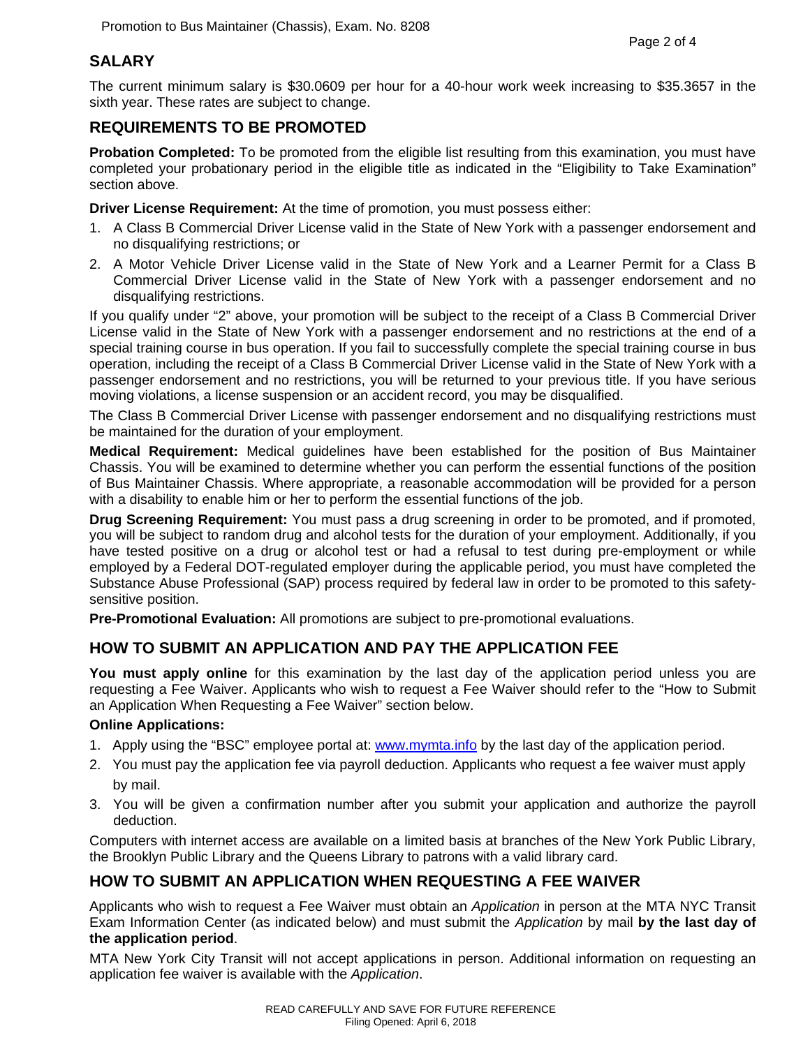## SALARY

The current minimum salary is $30.0609 per hour for a 40-hour work week increasing to $35.3657 in the sixth year. These rates are subject to change.

## REQUIREMENTS TO BE PROMOTED

**Probation Completed:** To be promoted from the eligible list resulting from this examination, you must have completed your probationary period in the eligible title as indicated in the "Eligibility to Take Examination" section above.

**Driver License Requirement:** At the time of promotion, you must possess either:

1. A Class B Commercial Driver License valid in the State of New York with a passenger endorsement and no disqualifying restrictions; or
2. A Motor Vehicle Driver License valid in the State of New York and a Learner Permit for a Class B Commercial Driver License valid in the State of New York with a passenger endorsement and no disqualifying restrictions.

If you qualify under "2" above, your promotion will be subject to the receipt of a Class B Commercial Driver License valid in the State of New York with a passenger endorsement and no restrictions at the end of a special training course in bus operation. If you fail to successfully complete the special training course in bus operation, including the receipt of a Class B Commercial Driver License valid in the State of New York with a passenger endorsement and no restrictions, you will be returned to your previous title. If you have serious moving violations, a license suspension or an accident record, you may be disqualified.

The Class B Commercial Driver License with passenger endorsement and no disqualifying restrictions must be maintained for the duration of your employment.

**Medical Requirement:** Medical guidelines have been established for the position of Bus Maintainer Chassis. You will be examined to determine whether you can perform the essential functions of the position of Bus Maintainer Chassis. Where appropriate, a reasonable accommodation will be provided for a person with a disability to enable him or her to perform the essential functions of the job.

**Drug Screening Requirement:** You must pass a drug screening in order to be promoted, and if promoted, you will be subject to random drug and alcohol tests for the duration of your employment. Additionally, if you have tested positive on a drug or alcohol test or had a refusal to test during pre-employment or while employed by a Federal DOT-regulated employer during the applicable period, you must have completed the Substance Abuse Professional (SAP) process required by federal law in order to be promoted to this safety-sensitive position.

**Pre-Promotional Evaluation:** All promotions are subject to pre-promotional evaluations.

## HOW TO SUBMIT AN APPLICATION AND PAY THE APPLICATION FEE

**You must apply online** for this examination by the last day of the application period unless you are requesting a Fee Waiver. Applicants who wish to request a Fee Waiver should refer to the "How to Submit an Application When Requesting a Fee Waiver" section below.

**Online Applications:**

1. Apply using the "BSC" employee portal at: www.mymta.info by the last day of the application period.
2. You must pay the application fee via payroll deduction. Applicants who request a fee waiver must apply by mail.
3. You will be given a confirmation number after you submit your application and authorize the payroll deduction.

Computers with internet access are available on a limited basis at branches of the New York Public Library, the Brooklyn Public Library and the Queens Library to patrons with a valid library card.

## HOW TO SUBMIT AN APPLICATION WHEN REQUESTING A FEE WAIVER

Applicants who wish to request a Fee Waiver must obtain an *Application* in person at the MTA NYC Transit Exam Information Center (as indicated below) and must submit the *Application* by mail **by the last day of the application period**.

MTA New York City Transit will not accept applications in person. Additional information on requesting an application fee waiver is available with the *Application*.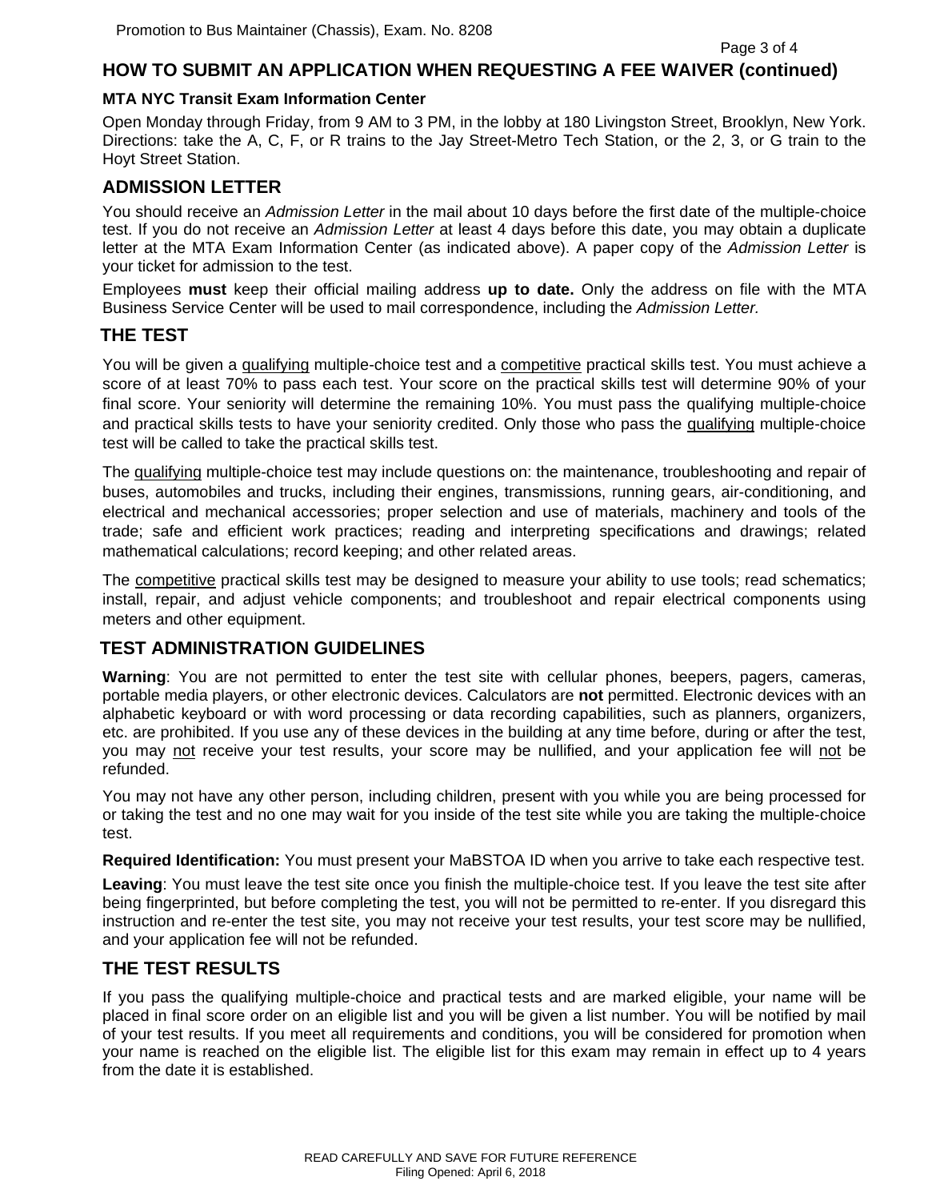## HOW TO SUBMIT AN APPLICATION WHEN REQUESTING A FEE WAIVER (continued)

**MTA NYC Transit Exam Information Center**

Open Monday through Friday, from 9 AM to 3 PM, in the lobby at 180 Livingston Street, Brooklyn, New York. Directions: take the A, C, F, or R trains to the Jay Street-Metro Tech Station, or the 2, 3, or G train to the Hoyt Street Station.

## ADMISSION LETTER

You should receive an *Admission Letter* in the mail about 10 days before the first date of the multiple-choice test. If you do not receive an *Admission Letter* at least 4 days before this date, you may obtain a duplicate letter at the MTA Exam Information Center (as indicated above). A paper copy of the *Admission Letter* is your ticket for admission to the test.

Employees **must** keep their official mailing address **up to date.** Only the address on file with the MTA Business Service Center will be used to mail correspondence, including the *Admission Letter.*

## THE TEST

You will be given a <u>qualifying</u> multiple-choice test and a <u>competitive</u> practical skills test. You must achieve a score of at least 70% to pass each test. Your score on the practical skills test will determine 90% of your final score. Your seniority will determine the remaining 10%. You must pass the qualifying multiple-choice and practical skills tests to have your seniority credited. Only those who pass the <u>qualifying</u> multiple-choice test will be called to take the practical skills test.

The <u>qualifying</u> multiple-choice test may include questions on: the maintenance, troubleshooting and repair of buses, automobiles and trucks, including their engines, transmissions, running gears, air-conditioning, and electrical and mechanical accessories; proper selection and use of materials, machinery and tools of the trade; safe and efficient work practices; reading and interpreting specifications and drawings; related mathematical calculations; record keeping; and other related areas.

The <u>competitive</u> practical skills test may be designed to measure your ability to use tools; read schematics; install, repair, and adjust vehicle components; and troubleshoot and repair electrical components using meters and other equipment.

## TEST ADMINISTRATION GUIDELINES

**Warning**: You are not permitted to enter the test site with cellular phones, beepers, pagers, cameras, portable media players, or other electronic devices. Calculators are **not** permitted. Electronic devices with an alphabetic keyboard or with word processing or data recording capabilities, such as planners, organizers, etc. are prohibited. If you use any of these devices in the building at any time before, during or after the test, you may <u>not</u> receive your test results, your score may be nullified, and your application fee will <u>not</u> be refunded.

You may not have any other person, including children, present with you while you are being processed for or taking the test and no one may wait for you inside of the test site while you are taking the multiple-choice test.

**Required Identification:** You must present your MaBSTOA ID when you arrive to take each respective test.

**Leaving**: You must leave the test site once you finish the multiple-choice test. If you leave the test site after being fingerprinted, but before completing the test, you will not be permitted to re-enter. If you disregard this instruction and re-enter the test site, you may not receive your test results, your test score may be nullified, and your application fee will not be refunded.

## THE TEST RESULTS

If you pass the qualifying multiple-choice and practical tests and are marked eligible, your name will be placed in final score order on an eligible list and you will be given a list number. You will be notified by mail of your test results. If you meet all requirements and conditions, you will be considered for promotion when your name is reached on the eligible list. The eligible list for this exam may remain in effect up to 4 years from the date it is established.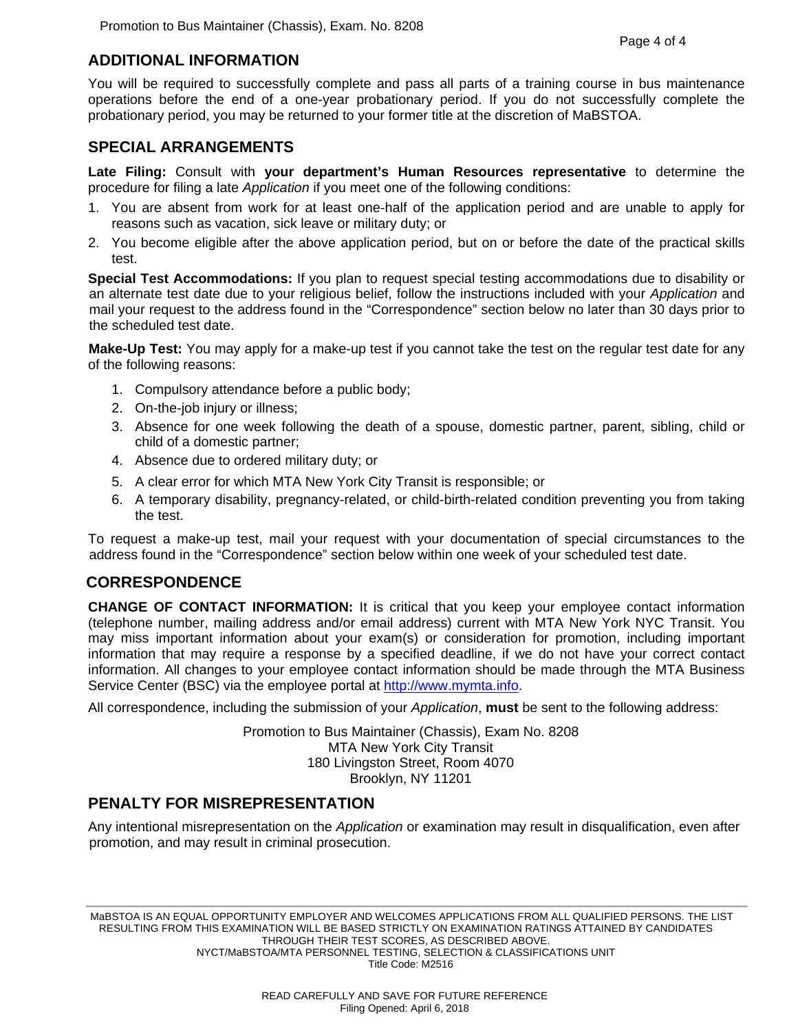## ADDITIONAL INFORMATION

You will be required to successfully complete and pass all parts of a training course in bus maintenance operations before the end of a one-year probationary period. If you do not successfully complete the probationary period, you may be returned to your former title at the discretion of MaBSTOA.

## SPECIAL ARRANGEMENTS

**Late Filing:** Consult with **your department's Human Resources representative** to determine the procedure for filing a late *Application* if you meet one of the following conditions:

1. You are absent from work for at least one-half of the application period and are unable to apply for reasons such as vacation, sick leave or military duty; or
2. You become eligible after the above application period, but on or before the date of the practical skills test.

**Special Test Accommodations:** If you plan to request special testing accommodations due to disability or an alternate test date due to your religious belief, follow the instructions included with your *Application* and mail your request to the address found in the "Correspondence" section below no later than 30 days prior to the scheduled test date.

**Make-Up Test:** You may apply for a make-up test if you cannot take the test on the regular test date for any of the following reasons:

1. Compulsory attendance before a public body;
2. On-the-job injury or illness;
3. Absence for one week following the death of a spouse, domestic partner, parent, sibling, child or child of a domestic partner;
4. Absence due to ordered military duty; or
5. A clear error for which MTA New York City Transit is responsible; or
6. A temporary disability, pregnancy-related, or child-birth-related condition preventing you from taking the test.

To request a make-up test, mail your request with your documentation of special circumstances to the address found in the "Correspondence" section below within one week of your scheduled test date.

## CORRESPONDENCE

**CHANGE OF CONTACT INFORMATION:** It is critical that you keep your employee contact information (telephone number, mailing address and/or email address) current with MTA New York NYC Transit. You may miss important information about your exam(s) or consideration for promotion, including important information that may require a response by a specified deadline, if we do not have your correct contact information. All changes to your employee contact information should be made through the MTA Business Service Center (BSC) via the employee portal at http://www.mymta.info.

All correspondence, including the submission of your *Application*, **must** be sent to the following address:

Promotion to Bus Maintainer (Chassis), Exam No. 8208
MTA New York City Transit
180 Livingston Street, Room 4070
Brooklyn, NY 11201

## PENALTY FOR MISREPRESENTATION

Any intentional misrepresentation on the *Application* or examination may result in disqualification, even after promotion, and may result in criminal prosecution.

---

MaBSTOA IS AN EQUAL OPPORTUNITY EMPLOYER AND WELCOMES APPLICATIONS FROM ALL QUALIFIED PERSONS. THE LIST RESULTING FROM THIS EXAMINATION WILL BE BASED STRICTLY ON EXAMINATION RATINGS ATTAINED BY CANDIDATES THROUGH THEIR TEST SCORES, AS DESCRIBED ABOVE.
NYCT/MaBSTOA/MTA PERSONNEL TESTING, SELECTION & CLASSIFICATIONS UNIT
Title Code: M2516

READ CAREFULLY AND SAVE FOR FUTURE REFERENCE
Filing Opened: April 6, 2018